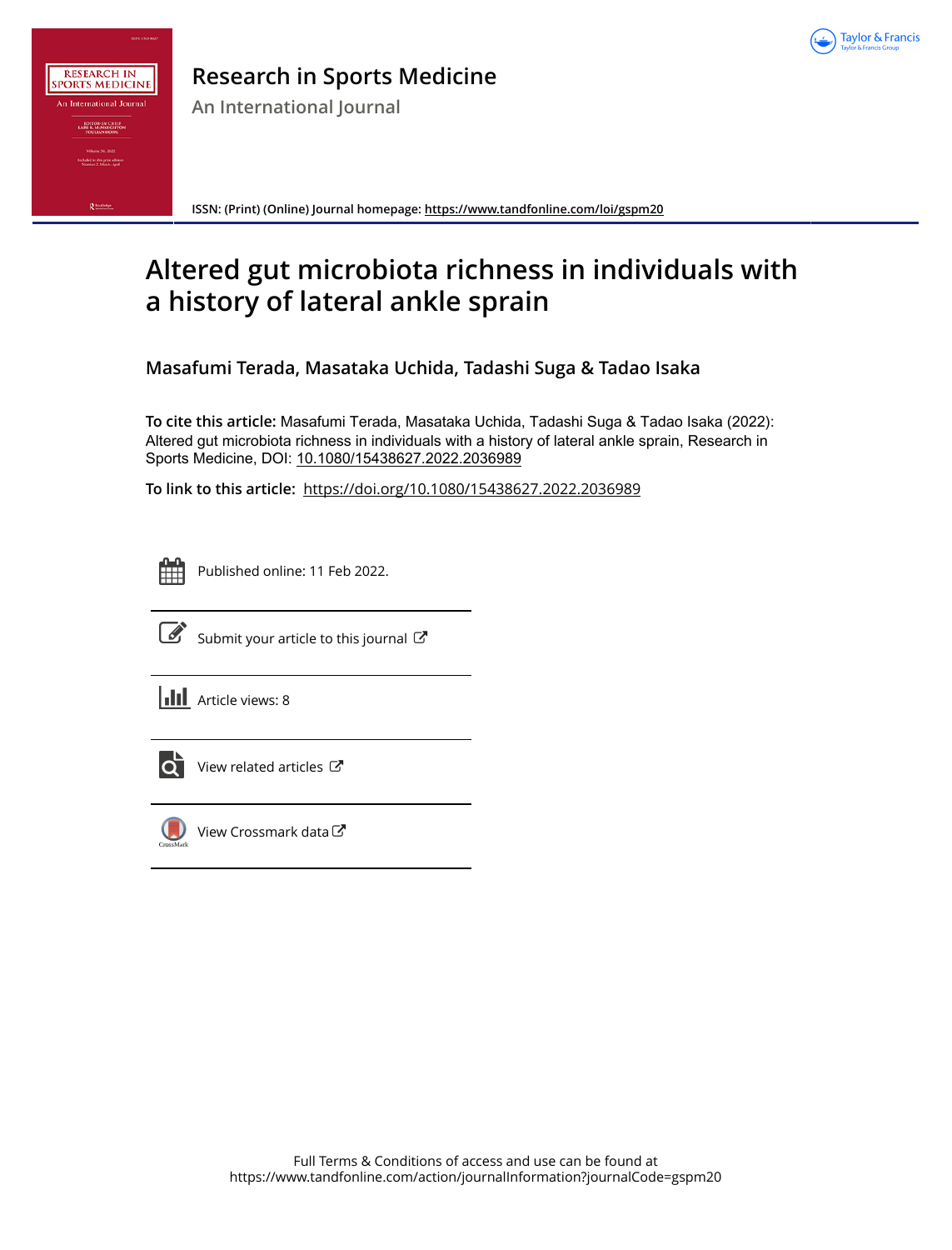# Research in Sports Medicine

An International Journal

ISSN: (Print) (Online) Journal homepage: https://www.tandfonline.com/loi/gspm20

# Altered gut microbiota richness in individuals with a history of lateral ankle sprain

**Masafumi Terada, Masataka Uchida, Tadashi Suga & Tadao Isaka**

**To cite this article:** Masafumi Terada, Masataka Uchida, Tadashi Suga & Tadao Isaka (2022): Altered gut microbiota richness in individuals with a history of lateral ankle sprain, Research in Sports Medicine, DOI: 10.1080/15438627.2022.2036989

**To link to this article:** https://doi.org/10.1080/15438627.2022.2036989

Published online: 11 Feb 2022.

Submit your article to this journal

Article views: 8

View related articles

View Crossmark data

Full Terms & Conditions of access and use can be found at
https://www.tandfonline.com/action/journalInformation?journalCode=gspm20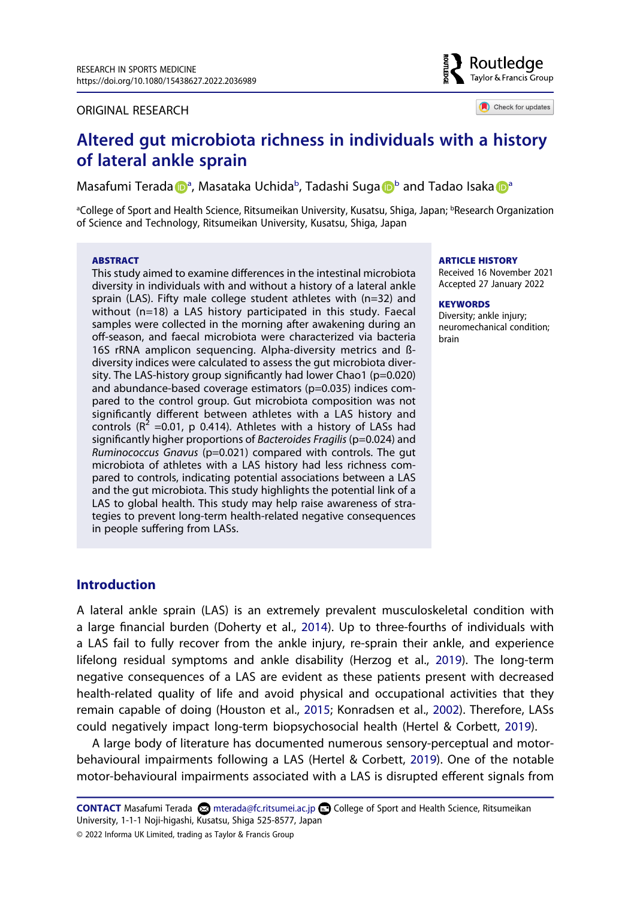RESEARCH IN SPORTS MEDICINE
https://doi.org/10.1080/15438627.2022.2036989

ORIGINAL RESEARCH

# Altered gut microbiota richness in individuals with a history of lateral ankle sprain

Masafumi Terada[a], Masataka Uchida[b], Tadashi Suga[b] and Tadao Isaka[a]

[a]College of Sport and Health Science, Ritsumeikan University, Kusatsu, Shiga, Japan; [b]Research Organization of Science and Technology, Ritsumeikan University, Kusatsu, Shiga, Japan

**ABSTRACT**

This study aimed to examine differences in the intestinal microbiota diversity in individuals with and without a history of a lateral ankle sprain (LAS). Fifty male college student athletes with (n=32) and without (n=18) a LAS history participated in this study. Faecal samples were collected in the morning after awakening during an off-season, and faecal microbiota were characterized via bacteria 16S rRNA amplicon sequencing. Alpha-diversity metrics and ß-diversity indices were calculated to assess the gut microbiota diversity. The LAS-history group significantly had lower Chao1 (p=0.020) and abundance-based coverage estimators (p=0.035) indices compared to the control group. Gut microbiota composition was not significantly different between athletes with a LAS history and controls ($R^2$ =0.01, p 0.414). Athletes with a history of LASs had significantly higher proportions of *Bacteroides Fragilis* (p=0.024) and *Ruminococcus Gnavus* (p=0.021) compared with controls. The gut microbiota of athletes with a LAS history had less richness compared to controls, indicating potential associations between a LAS and the gut microbiota. This study highlights the potential link of a LAS to global health. This study may help raise awareness of strategies to prevent long-term health-related negative consequences in people suffering from LASs.

**ARTICLE HISTORY**
Received 16 November 2021
Accepted 27 January 2022

**KEYWORDS**
Diversity; ankle injury; neuromechanical condition; brain

## Introduction

A lateral ankle sprain (LAS) is an extremely prevalent musculoskeletal condition with a large financial burden (Doherty et al., 2014). Up to three-fourths of individuals with a LAS fail to fully recover from the ankle injury, re-sprain their ankle, and experience lifelong residual symptoms and ankle disability (Herzog et al., 2019). The long-term negative consequences of a LAS are evident as these patients present with decreased health-related quality of life and avoid physical and occupational activities that they remain capable of doing (Houston et al., 2015; Konradsen et al., 2002). Therefore, LASs could negatively impact long-term biopsychosocial health (Hertel & Corbett, 2019).

A large body of literature has documented numerous sensory-perceptual and motor-behavioural impairments following a LAS (Hertel & Corbett, 2019). One of the notable motor-behavioural impairments associated with a LAS is disrupted efferent signals from

**CONTACT** Masafumi Terada mterada@fc.ritsumei.ac.jp College of Sport and Health Science, Ritsumeikan University, 1-1-1 Noji-higashi, Kusatsu, Shiga 525-8577, Japan
© 2022 Informa UK Limited, trading as Taylor & Francis Group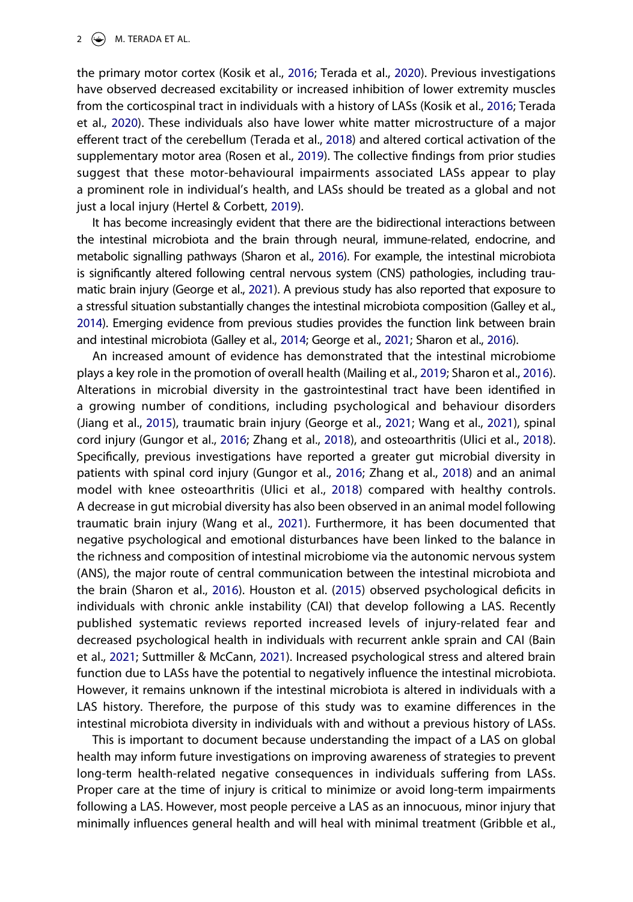the primary motor cortex (Kosik et al., 2016; Terada et al., 2020). Previous investigations have observed decreased excitability or increased inhibition of lower extremity muscles from the corticospinal tract in individuals with a history of LASs (Kosik et al., 2016; Terada et al., 2020). These individuals also have lower white matter microstructure of a major efferent tract of the cerebellum (Terada et al., 2018) and altered cortical activation of the supplementary motor area (Rosen et al., 2019). The collective findings from prior studies suggest that these motor-behavioural impairments associated LASs appear to play a prominent role in individual's health, and LASs should be treated as a global and not just a local injury (Hertel & Corbett, 2019).

It has become increasingly evident that there are the bidirectional interactions between the intestinal microbiota and the brain through neural, immune-related, endocrine, and metabolic signalling pathways (Sharon et al., 2016). For example, the intestinal microbiota is significantly altered following central nervous system (CNS) pathologies, including traumatic brain injury (George et al., 2021). A previous study has also reported that exposure to a stressful situation substantially changes the intestinal microbiota composition (Galley et al., 2014). Emerging evidence from previous studies provides the function link between brain and intestinal microbiota (Galley et al., 2014; George et al., 2021; Sharon et al., 2016).

An increased amount of evidence has demonstrated that the intestinal microbiome plays a key role in the promotion of overall health (Mailing et al., 2019; Sharon et al., 2016). Alterations in microbial diversity in the gastrointestinal tract have been identified in a growing number of conditions, including psychological and behaviour disorders (Jiang et al., 2015), traumatic brain injury (George et al., 2021; Wang et al., 2021), spinal cord injury (Gungor et al., 2016; Zhang et al., 2018), and osteoarthritis (Ulici et al., 2018). Specifically, previous investigations have reported a greater gut microbial diversity in patients with spinal cord injury (Gungor et al., 2016; Zhang et al., 2018) and an animal model with knee osteoarthritis (Ulici et al., 2018) compared with healthy controls. A decrease in gut microbial diversity has also been observed in an animal model following traumatic brain injury (Wang et al., 2021). Furthermore, it has been documented that negative psychological and emotional disturbances have been linked to the balance in the richness and composition of intestinal microbiome via the autonomic nervous system (ANS), the major route of central communication between the intestinal microbiota and the brain (Sharon et al., 2016). Houston et al. (2015) observed psychological deficits in individuals with chronic ankle instability (CAI) that develop following a LAS. Recently published systematic reviews reported increased levels of injury-related fear and decreased psychological health in individuals with recurrent ankle sprain and CAI (Bain et al., 2021; Suttmiller & McCann, 2021). Increased psychological stress and altered brain function due to LASs have the potential to negatively influence the intestinal microbiota. However, it remains unknown if the intestinal microbiota is altered in individuals with a LAS history. Therefore, the purpose of this study was to examine differences in the intestinal microbiota diversity in individuals with and without a previous history of LASs.

This is important to document because understanding the impact of a LAS on global health may inform future investigations on improving awareness of strategies to prevent long-term health-related negative consequences in individuals suffering from LASs. Proper care at the time of injury is critical to minimize or avoid long-term impairments following a LAS. However, most people perceive a LAS as an innocuous, minor injury that minimally influences general health and will heal with minimal treatment (Gribble et al.,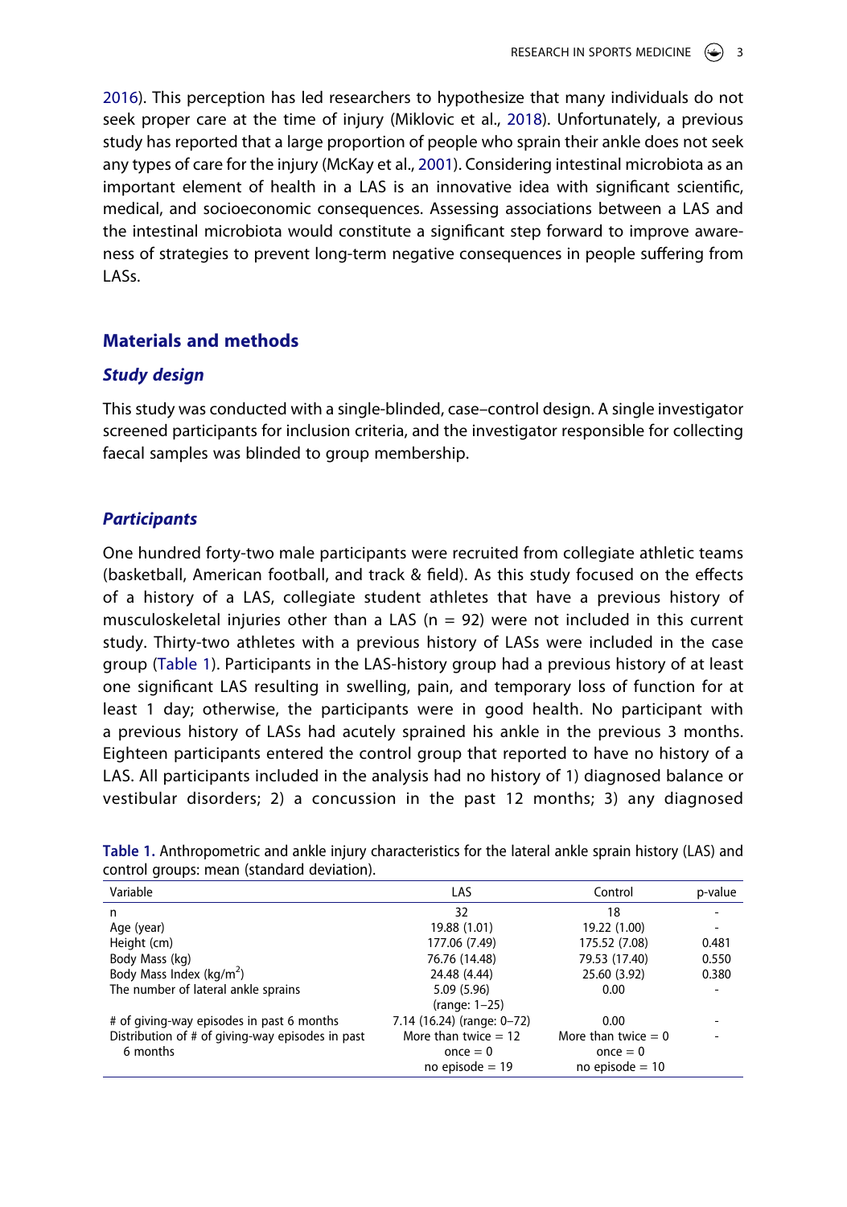2016). This perception has led researchers to hypothesize that many individuals do not seek proper care at the time of injury (Miklovic et al., 2018). Unfortunately, a previous study has reported that a large proportion of people who sprain their ankle does not seek any types of care for the injury (McKay et al., 2001). Considering intestinal microbiota as an important element of health in a LAS is an innovative idea with significant scientific, medical, and socioeconomic consequences. Assessing associations between a LAS and the intestinal microbiota would constitute a significant step forward to improve awareness of strategies to prevent long-term negative consequences in people suffering from LASs.

## Materials and methods

### *Study design*

This study was conducted with a single-blinded, case–control design. A single investigator screened participants for inclusion criteria, and the investigator responsible for collecting faecal samples was blinded to group membership.

### *Participants*

One hundred forty-two male participants were recruited from collegiate athletic teams (basketball, American football, and track & field). As this study focused on the effects of a history of a LAS, collegiate student athletes that have a previous history of musculoskeletal injuries other than a LAS (n = 92) were not included in this current study. Thirty-two athletes with a previous history of LASs were included in the case group (Table 1). Participants in the LAS-history group had a previous history of at least one significant LAS resulting in swelling, pain, and temporary loss of function for at least 1 day; otherwise, the participants were in good health. No participant with a previous history of LASs had acutely sprained his ankle in the previous 3 months. Eighteen participants entered the control group that reported to have no history of a LAS. All participants included in the analysis had no history of 1) diagnosed balance or vestibular disorders; 2) a concussion in the past 12 months; 3) any diagnosed

**Table 1.** Anthropometric and ankle injury characteristics for the lateral ankle sprain history (LAS) and control groups: mean (standard deviation).

| Variable | LAS | Control | p-value |
|---|---|---|---|
| n | 32 | 18 | - |
| Age (year) | 19.88 (1.01) | 19.22 (1.00) | - |
| Height (cm) | 177.06 (7.49) | 175.52 (7.08) | 0.481 |
| Body Mass (kg) | 76.76 (14.48) | 79.53 (17.40) | 0.550 |
| Body Mass Index (kg/m$^2$) | 24.48 (4.44) | 25.60 (3.92) | 0.380 |
| The number of lateral ankle sprains | 5.09 (5.96) (range: 1–25) | 0.00 | - |
| # of giving-way episodes in past 6 months | 7.14 (16.24) (range: 0–72) | 0.00 | - |
| Distribution of # of giving-way episodes in past 6 months | More than twice = 12<br>once = 0<br>no episode = 19 | More than twice = 0<br>once = 0<br>no episode = 10 | - |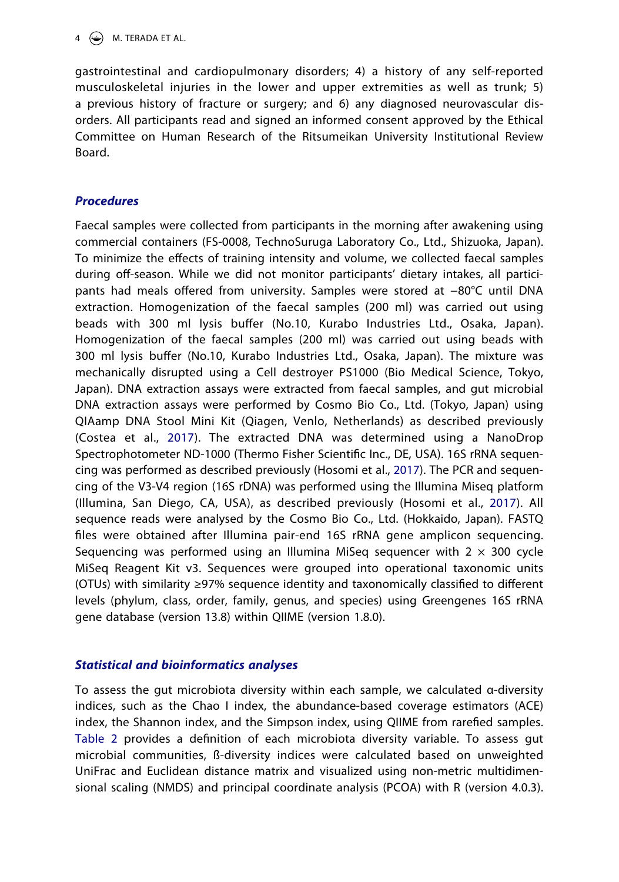gastrointestinal and cardiopulmonary disorders; 4) a history of any self-reported musculoskeletal injuries in the lower and upper extremities as well as trunk; 5) a previous history of fracture or surgery; and 6) any diagnosed neurovascular disorders. All participants read and signed an informed consent approved by the Ethical Committee on Human Research of the Ritsumeikan University Institutional Review Board.

### *Procedures*

Faecal samples were collected from participants in the morning after awakening using commercial containers (FS-0008, TechnoSuruga Laboratory Co., Ltd., Shizuoka, Japan). To minimize the effects of training intensity and volume, we collected faecal samples during off-season. While we did not monitor participants' dietary intakes, all participants had meals offered from university. Samples were stored at −80°C until DNA extraction. Homogenization of the faecal samples (200 ml) was carried out using beads with 300 ml lysis buffer (No.10, Kurabo Industries Ltd., Osaka, Japan). Homogenization of the faecal samples (200 ml) was carried out using beads with 300 ml lysis buffer (No.10, Kurabo Industries Ltd., Osaka, Japan). The mixture was mechanically disrupted using a Cell destroyer PS1000 (Bio Medical Science, Tokyo, Japan). DNA extraction assays were extracted from faecal samples, and gut microbial DNA extraction assays were performed by Cosmo Bio Co., Ltd. (Tokyo, Japan) using QIAamp DNA Stool Mini Kit (Qiagen, Venlo, Netherlands) as described previously (Costea et al., 2017). The extracted DNA was determined using a NanoDrop Spectrophotometer ND-1000 (Thermo Fisher Scientific Inc., DE, USA). 16S rRNA sequencing was performed as described previously (Hosomi et al., 2017). The PCR and sequencing of the V3-V4 region (16S rDNA) was performed using the Illumina Miseq platform (Illumina, San Diego, CA, USA), as described previously (Hosomi et al., 2017). All sequence reads were analysed by the Cosmo Bio Co., Ltd. (Hokkaido, Japan). FASTQ files were obtained after Illumina pair-end 16S rRNA gene amplicon sequencing. Sequencing was performed using an Illumina MiSeq sequencer with $2 \times 300$ cycle MiSeq Reagent Kit v3. Sequences were grouped into operational taxonomic units (OTUs) with similarity ≥97% sequence identity and taxonomically classified to different levels (phylum, class, order, family, genus, and species) using Greengenes 16S rRNA gene database (version 13.8) within QIIME (version 1.8.0).

### *Statistical and bioinformatics analyses*

To assess the gut microbiota diversity within each sample, we calculated α-diversity indices, such as the Chao I index, the abundance-based coverage estimators (ACE) index, the Shannon index, and the Simpson index, using QIIME from rarefied samples. Table 2 provides a definition of each microbiota diversity variable. To assess gut microbial communities, ß-diversity indices were calculated based on unweighted UniFrac and Euclidean distance matrix and visualized using non-metric multidimensional scaling (NMDS) and principal coordinate analysis (PCOA) with R (version 4.0.3).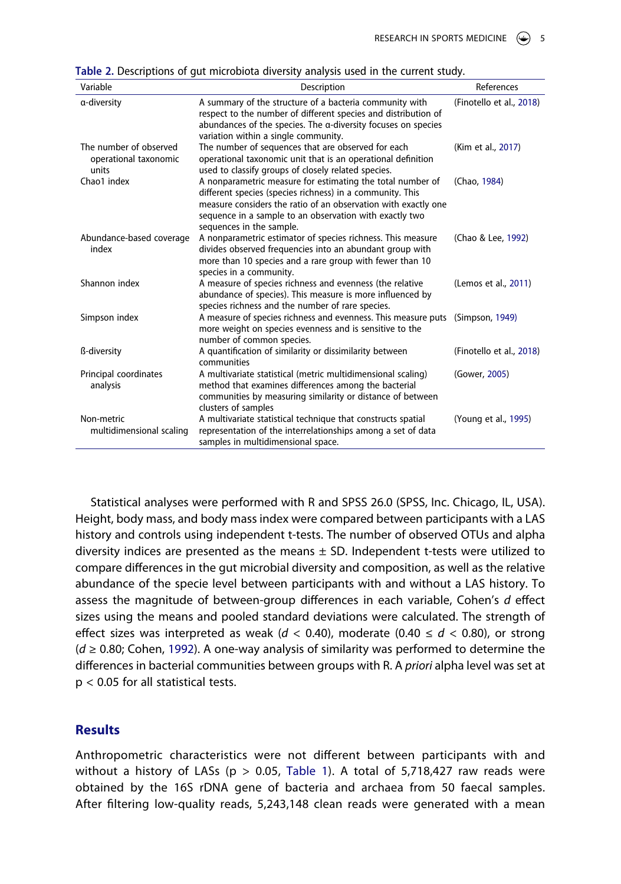**Table 2.** Descriptions of gut microbiota diversity analysis used in the current study.

| Variable | Description | References |
|---|---|---|
| α-diversity | A summary of the structure of a bacteria community with respect to the number of different species and distribution of abundances of the species. The α-diversity focuses on species variation within a single community. | (Finotello et al., 2018) |
| The number of observed operational taxonomic units | The number of sequences that are observed for each operational taxonomic unit that is an operational definition used to classify groups of closely related species. | (Kim et al., 2017) |
| Chao1 index | A nonparametric measure for estimating the total number of different species (species richness) in a community. This measure considers the ratio of an observation with exactly one sequence in a sample to an observation with exactly two sequences in the sample. | (Chao, 1984) |
| Abundance-based coverage index | A nonparametric estimator of species richness. This measure divides observed frequencies into an abundant group with more than 10 species and a rare group with fewer than 10 species in a community. | (Chao & Lee, 1992) |
| Shannon index | A measure of species richness and evenness (the relative abundance of species). This measure is more influenced by species richness and the number of rare species. | (Lemos et al., 2011) |
| Simpson index | A measure of species richness and evenness. This measure puts more weight on species evenness and is sensitive to the number of common species. | (Simpson, 1949) |
| ß-diversity | A quantification of similarity or dissimilarity between communities | (Finotello et al., 2018) |
| Principal coordinates analysis | A multivariate statistical (metric multidimensional scaling) method that examines differences among the bacterial communities by measuring similarity or distance of between clusters of samples | (Gower, 2005) |
| Non-metric multidimensional scaling | A multivariate statistical technique that constructs spatial representation of the interrelationships among a set of data samples in multidimensional space. | (Young et al., 1995) |

Statistical analyses were performed with R and SPSS 26.0 (SPSS, Inc. Chicago, IL, USA). Height, body mass, and body mass index were compared between participants with a LAS history and controls using independent t-tests. The number of observed OTUs and alpha diversity indices are presented as the means ± SD. Independent t-tests were utilized to compare differences in the gut microbial diversity and composition, as well as the relative abundance of the specie level between participants with and without a LAS history. To assess the magnitude of between-group differences in each variable, Cohen's *d* effect sizes using the means and pooled standard deviations were calculated. The strength of effect sizes was interpreted as weak ($d < 0.40$), moderate ($0.40 \leq d < 0.80$), or strong ($d \geq 0.80$; Cohen, 1992). A one-way analysis of similarity was performed to determine the differences in bacterial communities between groups with R. A *priori* alpha level was set at $p < 0.05$ for all statistical tests.

## Results

Anthropometric characteristics were not different between participants with and without a history of LASs ($p > 0.05$, Table 1). A total of 5,718,427 raw reads were obtained by the 16S rDNA gene of bacteria and archaea from 50 faecal samples. After filtering low-quality reads, 5,243,148 clean reads were generated with a mean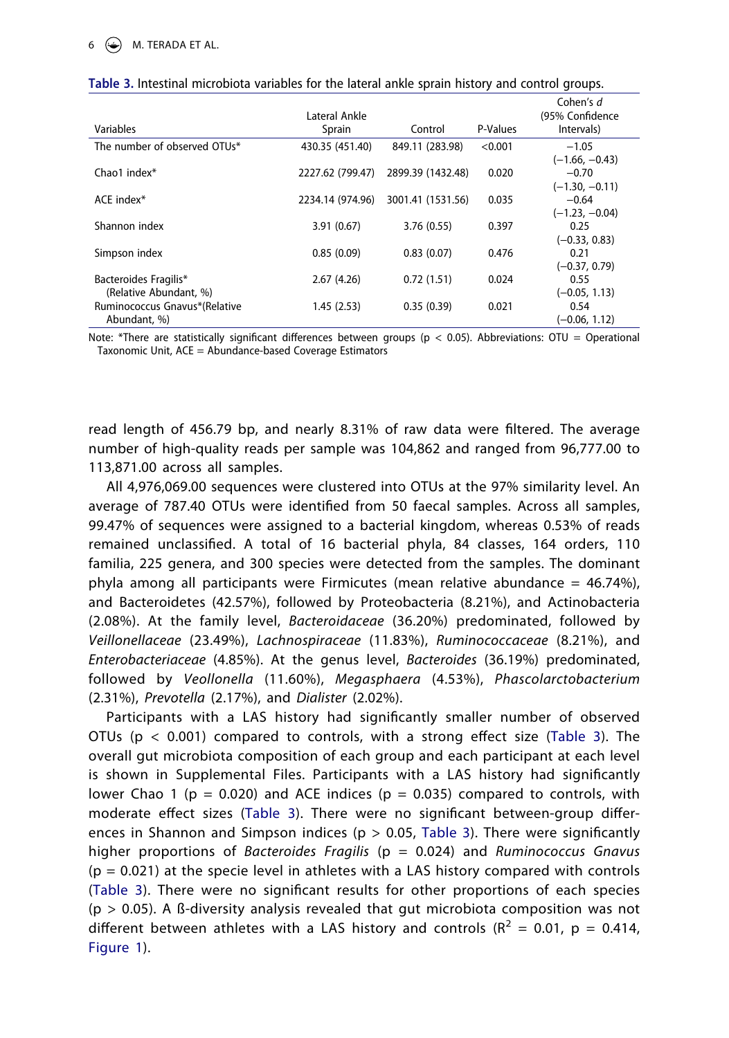**Table 3.** Intestinal microbiota variables for the lateral ankle sprain history and control groups.

| Variables | Lateral Ankle Sprain | Control | P-Values | Cohen's *d* (95% Confidence Intervals) |
|---|---|---|---|---|
| The number of observed OTUs* | 430.35 (451.40) | 849.11 (283.98) | <0.001 | −1.05 (−1.66, −0.43) |
| Chao1 index* | 2227.62 (799.47) | 2899.39 (1432.48) | 0.020 | −0.70 (−1.30, −0.11) |
| ACE index* | 2234.14 (974.96) | 3001.41 (1531.56) | 0.035 | −0.64 (−1.23, −0.04) |
| Shannon index | 3.91 (0.67) | 3.76 (0.55) | 0.397 | 0.25 (−0.33, 0.83) |
| Simpson index | 0.85 (0.09) | 0.83 (0.07) | 0.476 | 0.21 (−0.37, 0.79) |
| Bacteroides Fragilis* (Relative Abundant, %) | 2.67 (4.26) | 0.72 (1.51) | 0.024 | 0.55 (−0.05, 1.13) |
| Ruminococcus Gnavus*(Relative Abundant, %) | 1.45 (2.53) | 0.35 (0.39) | 0.021 | 0.54 (−0.06, 1.12) |

Note: *There are statistically significant differences between groups ($p < 0.05$). Abbreviations: OTU = Operational Taxonomic Unit, ACE = Abundance-based Coverage Estimators

read length of 456.79 bp, and nearly 8.31% of raw data were filtered. The average number of high-quality reads per sample was 104,862 and ranged from 96,777.00 to 113,871.00 across all samples.

All 4,976,069.00 sequences were clustered into OTUs at the 97% similarity level. An average of 787.40 OTUs were identified from 50 faecal samples. Across all samples, 99.47% of sequences were assigned to a bacterial kingdom, whereas 0.53% of reads remained unclassified. A total of 16 bacterial phyla, 84 classes, 164 orders, 110 familia, 225 genera, and 300 species were detected from the samples. The dominant phyla among all participants were Firmicutes (mean relative abundance = 46.74%), and Bacteroidetes (42.57%), followed by Proteobacteria (8.21%), and Actinobacteria (2.08%). At the family level, *Bacteroidaceae* (36.20%) predominated, followed by *Veillonellaceae* (23.49%), *Lachnospiraceae* (11.83%), *Ruminococcaceae* (8.21%), and *Enterobacteriaceae* (4.85%). At the genus level, *Bacteroides* (36.19%) predominated, followed by *Veollonella* (11.60%), *Megasphaera* (4.53%), *Phascolarctobacterium* (2.31%), *Prevotella* (2.17%), and *Dialister* (2.02%).

Participants with a LAS history had significantly smaller number of observed OTUs ($p < 0.001$) compared to controls, with a strong effect size (Table 3). The overall gut microbiota composition of each group and each participant at each level is shown in Supplemental Files. Participants with a LAS history had significantly lower Chao 1 ($p = 0.020$) and ACE indices ($p = 0.035$) compared to controls, with moderate effect sizes (Table 3). There were no significant between-group differences in Shannon and Simpson indices ($p > 0.05$, Table 3). There were significantly higher proportions of *Bacteroides Fragilis* ($p = 0.024$) and *Ruminococcus Gnavus* ($p = 0.021$) at the specie level in athletes with a LAS history compared with controls (Table 3). There were no significant results for other proportions of each species ($p > 0.05$). A ß-diversity analysis revealed that gut microbiota composition was not different between athletes with a LAS history and controls ($R^2 = 0.01$, $p = 0.414$, Figure 1).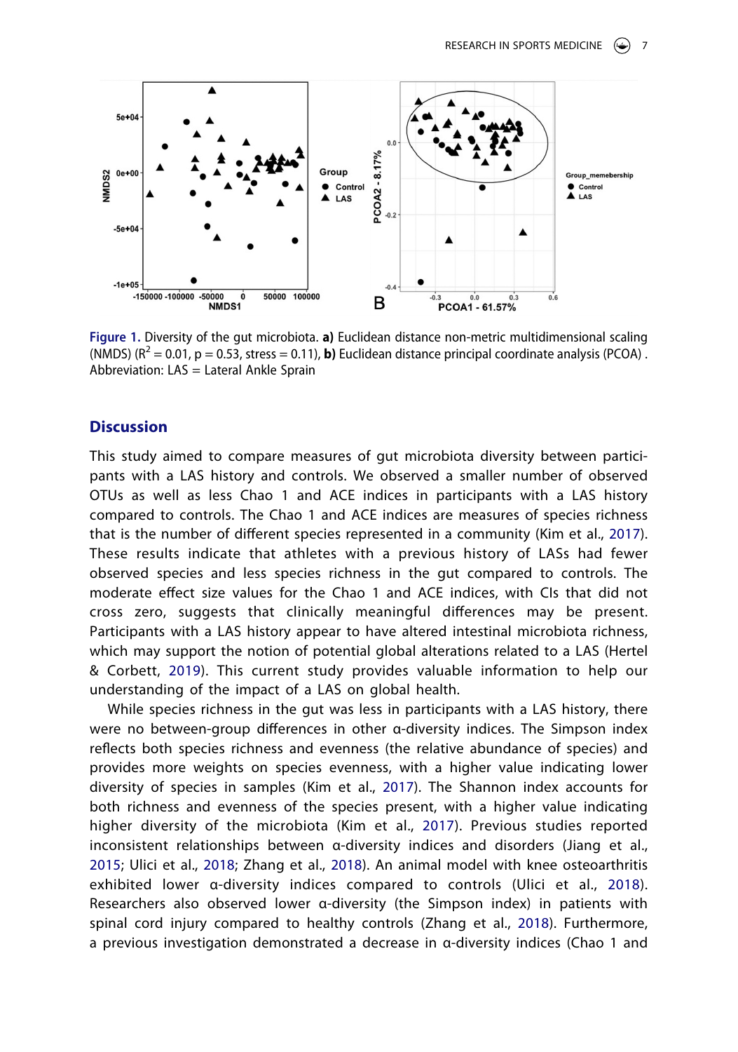Figure 1. Diversity of the gut microbiota. **a)** Euclidean distance non-metric multidimensional scaling (NMDS) ($R^2$ = 0.01, p = 0.53, stress = 0.11), **b)** Euclidean distance principal coordinate analysis (PCOA) . Abbreviation: LAS = Lateral Ankle Sprain

## Discussion

This study aimed to compare measures of gut microbiota diversity between participants with a LAS history and controls. We observed a smaller number of observed OTUs as well as less Chao 1 and ACE indices in participants with a LAS history compared to controls. The Chao 1 and ACE indices are measures of species richness that is the number of different species represented in a community (Kim et al., 2017). These results indicate that athletes with a previous history of LASs had fewer observed species and less species richness in the gut compared to controls. The moderate effect size values for the Chao 1 and ACE indices, with CIs that did not cross zero, suggests that clinically meaningful differences may be present. Participants with a LAS history appear to have altered intestinal microbiota richness, which may support the notion of potential global alterations related to a LAS (Hertel & Corbett, 2019). This current study provides valuable information to help our understanding of the impact of a LAS on global health.

While species richness in the gut was less in participants with a LAS history, there were no between-group differences in other α-diversity indices. The Simpson index reflects both species richness and evenness (the relative abundance of species) and provides more weights on species evenness, with a higher value indicating lower diversity of species in samples (Kim et al., 2017). The Shannon index accounts for both richness and evenness of the species present, with a higher value indicating higher diversity of the microbiota (Kim et al., 2017). Previous studies reported inconsistent relationships between α-diversity indices and disorders (Jiang et al., 2015; Ulici et al., 2018; Zhang et al., 2018). An animal model with knee osteoarthritis exhibited lower α-diversity indices compared to controls (Ulici et al., 2018). Researchers also observed lower α-diversity (the Simpson index) in patients with spinal cord injury compared to healthy controls (Zhang et al., 2018). Furthermore, a previous investigation demonstrated a decrease in α-diversity indices (Chao 1 and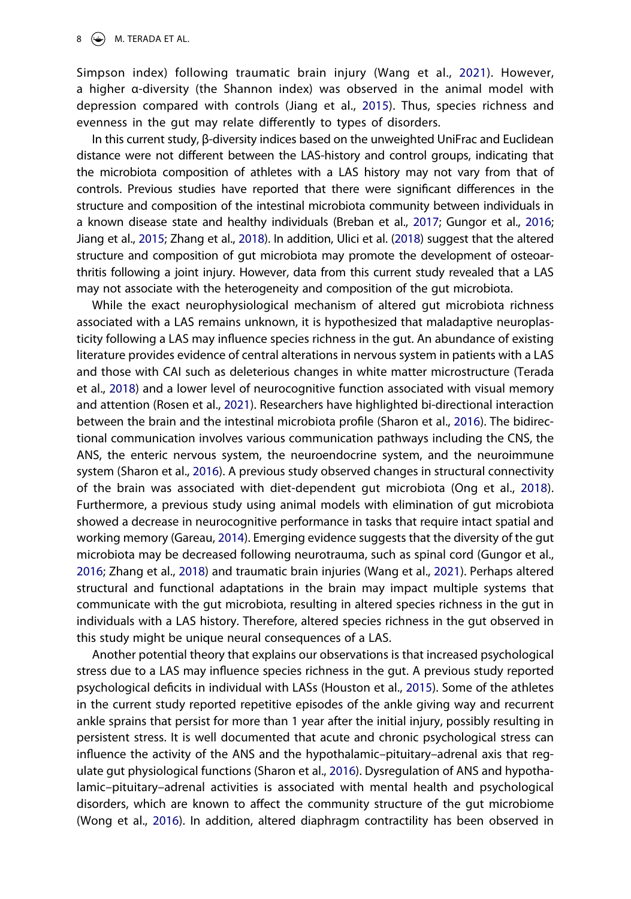Simpson index) following traumatic brain injury (Wang et al., 2021). However, a higher α-diversity (the Shannon index) was observed in the animal model with depression compared with controls (Jiang et al., 2015). Thus, species richness and evenness in the gut may relate differently to types of disorders.

In this current study, β-diversity indices based on the unweighted UniFrac and Euclidean distance were not different between the LAS-history and control groups, indicating that the microbiota composition of athletes with a LAS history may not vary from that of controls. Previous studies have reported that there were significant differences in the structure and composition of the intestinal microbiota community between individuals in a known disease state and healthy individuals (Breban et al., 2017; Gungor et al., 2016; Jiang et al., 2015; Zhang et al., 2018). In addition, Ulici et al. (2018) suggest that the altered structure and composition of gut microbiota may promote the development of osteoarthritis following a joint injury. However, data from this current study revealed that a LAS may not associate with the heterogeneity and composition of the gut microbiota.

While the exact neurophysiological mechanism of altered gut microbiota richness associated with a LAS remains unknown, it is hypothesized that maladaptive neuroplasticity following a LAS may influence species richness in the gut. An abundance of existing literature provides evidence of central alterations in nervous system in patients with a LAS and those with CAI such as deleterious changes in white matter microstructure (Terada et al., 2018) and a lower level of neurocognitive function associated with visual memory and attention (Rosen et al., 2021). Researchers have highlighted bi-directional interaction between the brain and the intestinal microbiota profile (Sharon et al., 2016). The bidirectional communication involves various communication pathways including the CNS, the ANS, the enteric nervous system, the neuroendocrine system, and the neuroimmune system (Sharon et al., 2016). A previous study observed changes in structural connectivity of the brain was associated with diet-dependent gut microbiota (Ong et al., 2018). Furthermore, a previous study using animal models with elimination of gut microbiota showed a decrease in neurocognitive performance in tasks that require intact spatial and working memory (Gareau, 2014). Emerging evidence suggests that the diversity of the gut microbiota may be decreased following neurotrauma, such as spinal cord (Gungor et al., 2016; Zhang et al., 2018) and traumatic brain injuries (Wang et al., 2021). Perhaps altered structural and functional adaptations in the brain may impact multiple systems that communicate with the gut microbiota, resulting in altered species richness in the gut in individuals with a LAS history. Therefore, altered species richness in the gut observed in this study might be unique neural consequences of a LAS.

Another potential theory that explains our observations is that increased psychological stress due to a LAS may influence species richness in the gut. A previous study reported psychological deficits in individual with LASs (Houston et al., 2015). Some of the athletes in the current study reported repetitive episodes of the ankle giving way and recurrent ankle sprains that persist for more than 1 year after the initial injury, possibly resulting in persistent stress. It is well documented that acute and chronic psychological stress can influence the activity of the ANS and the hypothalamic–pituitary–adrenal axis that regulate gut physiological functions (Sharon et al., 2016). Dysregulation of ANS and hypothalamic–pituitary–adrenal activities is associated with mental health and psychological disorders, which are known to affect the community structure of the gut microbiome (Wong et al., 2016). In addition, altered diaphragm contractility has been observed in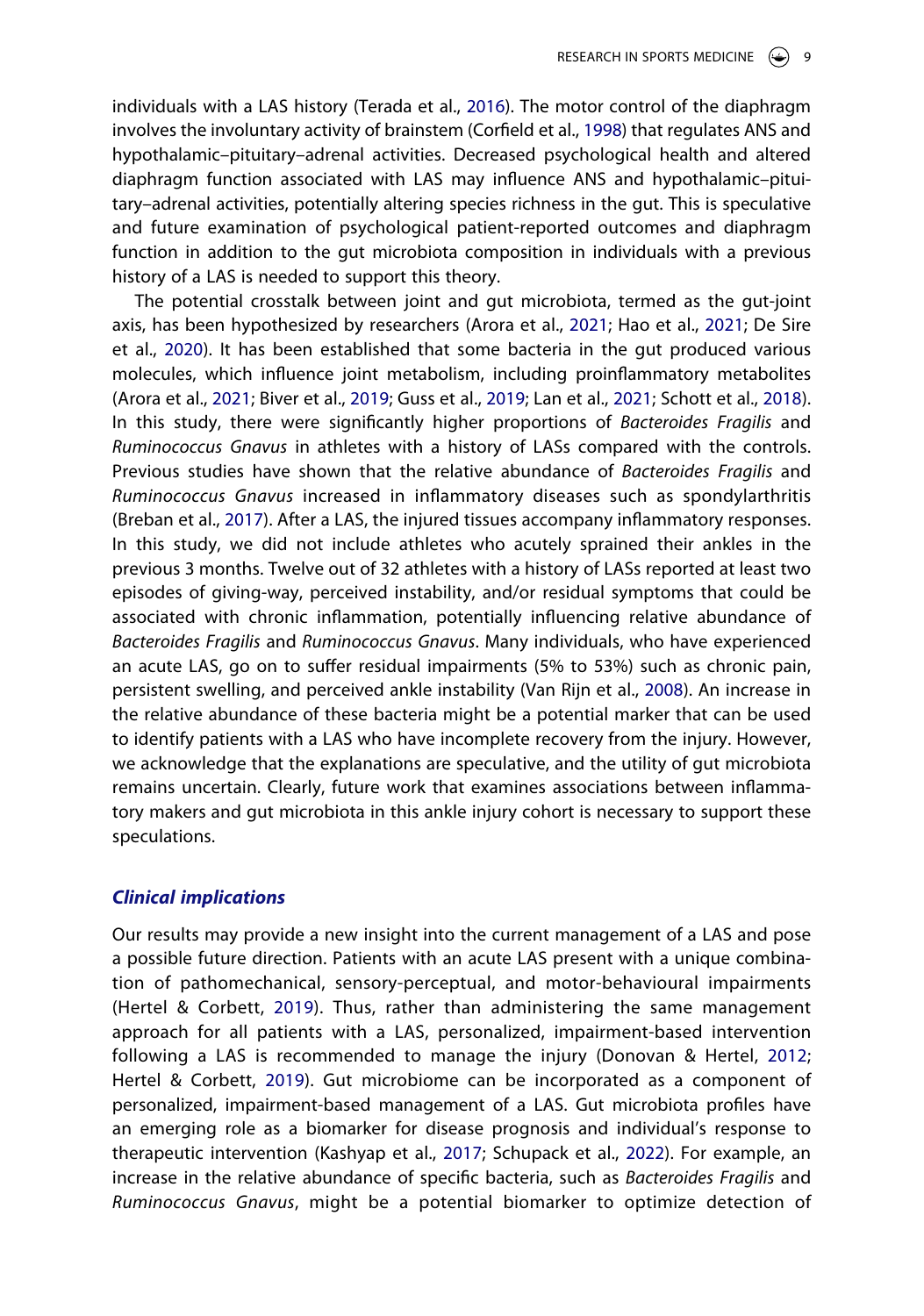individuals with a LAS history (Terada et al., 2016). The motor control of the diaphragm involves the involuntary activity of brainstem (Corfield et al., 1998) that regulates ANS and hypothalamic–pituitary–adrenal activities. Decreased psychological health and altered diaphragm function associated with LAS may influence ANS and hypothalamic–pituitary–adrenal activities, potentially altering species richness in the gut. This is speculative and future examination of psychological patient-reported outcomes and diaphragm function in addition to the gut microbiota composition in individuals with a previous history of a LAS is needed to support this theory.

The potential crosstalk between joint and gut microbiota, termed as the gut-joint axis, has been hypothesized by researchers (Arora et al., 2021; Hao et al., 2021; De Sire et al., 2020). It has been established that some bacteria in the gut produced various molecules, which influence joint metabolism, including proinflammatory metabolites (Arora et al., 2021; Biver et al., 2019; Guss et al., 2019; Lan et al., 2021; Schott et al., 2018). In this study, there were significantly higher proportions of *Bacteroides Fragilis* and *Ruminococcus Gnavus* in athletes with a history of LASs compared with the controls. Previous studies have shown that the relative abundance of *Bacteroides Fragilis* and *Ruminococcus Gnavus* increased in inflammatory diseases such as spondylarthritis (Breban et al., 2017). After a LAS, the injured tissues accompany inflammatory responses. In this study, we did not include athletes who acutely sprained their ankles in the previous 3 months. Twelve out of 32 athletes with a history of LASs reported at least two episodes of giving-way, perceived instability, and/or residual symptoms that could be associated with chronic inflammation, potentially influencing relative abundance of *Bacteroides Fragilis* and *Ruminococcus Gnavus*. Many individuals, who have experienced an acute LAS, go on to suffer residual impairments (5% to 53%) such as chronic pain, persistent swelling, and perceived ankle instability (Van Rijn et al., 2008). An increase in the relative abundance of these bacteria might be a potential marker that can be used to identify patients with a LAS who have incomplete recovery from the injury. However, we acknowledge that the explanations are speculative, and the utility of gut microbiota remains uncertain. Clearly, future work that examines associations between inflammatory makers and gut microbiota in this ankle injury cohort is necessary to support these speculations.

### *Clinical implications*

Our results may provide a new insight into the current management of a LAS and pose a possible future direction. Patients with an acute LAS present with a unique combination of pathomechanical, sensory-perceptual, and motor-behavioural impairments (Hertel & Corbett, 2019). Thus, rather than administering the same management approach for all patients with a LAS, personalized, impairment-based intervention following a LAS is recommended to manage the injury (Donovan & Hertel, 2012; Hertel & Corbett, 2019). Gut microbiome can be incorporated as a component of personalized, impairment-based management of a LAS. Gut microbiota profiles have an emerging role as a biomarker for disease prognosis and individual's response to therapeutic intervention (Kashyap et al., 2017; Schupack et al., 2022). For example, an increase in the relative abundance of specific bacteria, such as *Bacteroides Fragilis* and *Ruminococcus Gnavus*, might be a potential biomarker to optimize detection of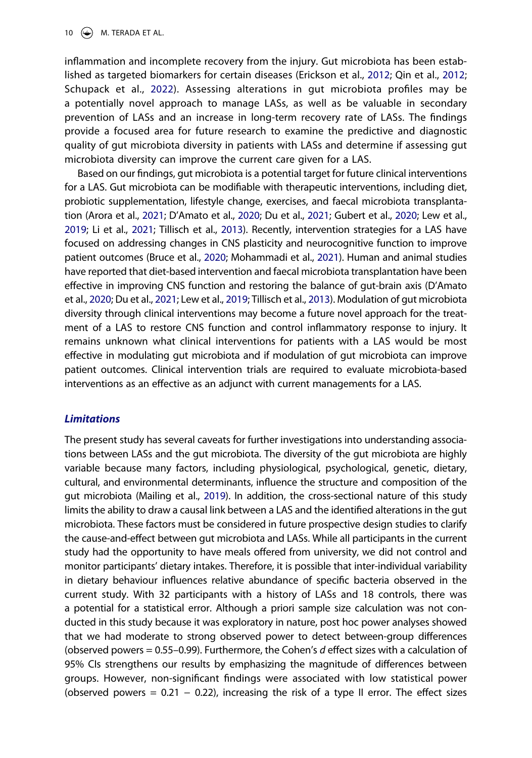inflammation and incomplete recovery from the injury. Gut microbiota has been established as targeted biomarkers for certain diseases (Erickson et al., 2012; Qin et al., 2012; Schupack et al., 2022). Assessing alterations in gut microbiota profiles may be a potentially novel approach to manage LASs, as well as be valuable in secondary prevention of LASs and an increase in long-term recovery rate of LASs. The findings provide a focused area for future research to examine the predictive and diagnostic quality of gut microbiota diversity in patients with LASs and determine if assessing gut microbiota diversity can improve the current care given for a LAS.

Based on our findings, gut microbiota is a potential target for future clinical interventions for a LAS. Gut microbiota can be modifiable with therapeutic interventions, including diet, probiotic supplementation, lifestyle change, exercises, and faecal microbiota transplantation (Arora et al., 2021; D'Amato et al., 2020; Du et al., 2021; Gubert et al., 2020; Lew et al., 2019; Li et al., 2021; Tillisch et al., 2013). Recently, intervention strategies for a LAS have focused on addressing changes in CNS plasticity and neurocognitive function to improve patient outcomes (Bruce et al., 2020; Mohammadi et al., 2021). Human and animal studies have reported that diet-based intervention and faecal microbiota transplantation have been effective in improving CNS function and restoring the balance of gut-brain axis (D'Amato et al., 2020; Du et al., 2021; Lew et al., 2019; Tillisch et al., 2013). Modulation of gut microbiota diversity through clinical interventions may become a future novel approach for the treatment of a LAS to restore CNS function and control inflammatory response to injury. It remains unknown what clinical interventions for patients with a LAS would be most effective in modulating gut microbiota and if modulation of gut microbiota can improve patient outcomes. Clinical intervention trials are required to evaluate microbiota-based interventions as an effective as an adjunct with current managements for a LAS.

### *Limitations*

The present study has several caveats for further investigations into understanding associations between LASs and the gut microbiota. The diversity of the gut microbiota are highly variable because many factors, including physiological, psychological, genetic, dietary, cultural, and environmental determinants, influence the structure and composition of the gut microbiota (Mailing et al., 2019). In addition, the cross-sectional nature of this study limits the ability to draw a causal link between a LAS and the identified alterations in the gut microbiota. These factors must be considered in future prospective design studies to clarify the cause-and-effect between gut microbiota and LASs. While all participants in the current study had the opportunity to have meals offered from university, we did not control and monitor participants' dietary intakes. Therefore, it is possible that inter-individual variability in dietary behaviour influences relative abundance of specific bacteria observed in the current study. With 32 participants with a history of LASs and 18 controls, there was a potential for a statistical error. Although a priori sample size calculation was not conducted in this study because it was exploratory in nature, post hoc power analyses showed that we had moderate to strong observed power to detect between-group differences (observed powers = 0.55–0.99). Furthermore, the Cohen's *d* effect sizes with a calculation of 95% CIs strengthens our results by emphasizing the magnitude of differences between groups. However, non-significant findings were associated with low statistical power (observed powers = 0.21 − 0.22), increasing the risk of a type II error. The effect sizes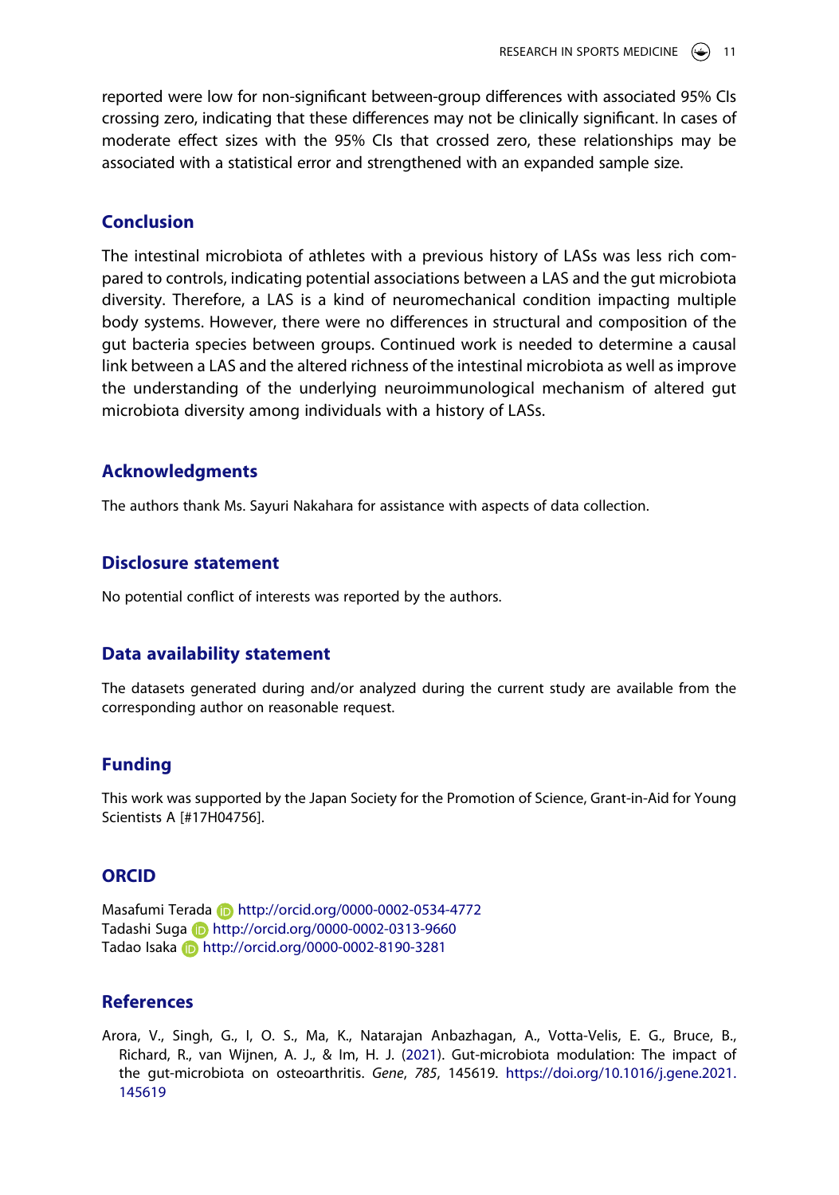reported were low for non-significant between-group differences with associated 95% CIs crossing zero, indicating that these differences may not be clinically significant. In cases of moderate effect sizes with the 95% CIs that crossed zero, these relationships may be associated with a statistical error and strengthened with an expanded sample size.

## Conclusion

The intestinal microbiota of athletes with a previous history of LASs was less rich compared to controls, indicating potential associations between a LAS and the gut microbiota diversity. Therefore, a LAS is a kind of neuromechanical condition impacting multiple body systems. However, there were no differences in structural and composition of the gut bacteria species between groups. Continued work is needed to determine a causal link between a LAS and the altered richness of the intestinal microbiota as well as improve the understanding of the underlying neuroimmunological mechanism of altered gut microbiota diversity among individuals with a history of LASs.

## Acknowledgments

The authors thank Ms. Sayuri Nakahara for assistance with aspects of data collection.

## Disclosure statement

No potential conflict of interests was reported by the authors.

## Data availability statement

The datasets generated during and/or analyzed during the current study are available from the corresponding author on reasonable request.

## Funding

This work was supported by the Japan Society for the Promotion of Science, Grant-in-Aid for Young Scientists A [#17H04756].

## ORCID

Masafumi Terada http://orcid.org/0000-0002-0534-4772
Tadashi Suga http://orcid.org/0000-0002-0313-9660
Tadao Isaka http://orcid.org/0000-0002-8190-3281

## References

Arora, V., Singh, G., I, O. S., Ma, K., Natarajan Anbazhagan, A., Votta-Velis, E. G., Bruce, B., Richard, R., van Wijnen, A. J., & Im, H. J. (2021). Gut-microbiota modulation: The impact of the gut-microbiota on osteoarthritis. *Gene*, *785*, 145619. https://doi.org/10.1016/j.gene.2021.145619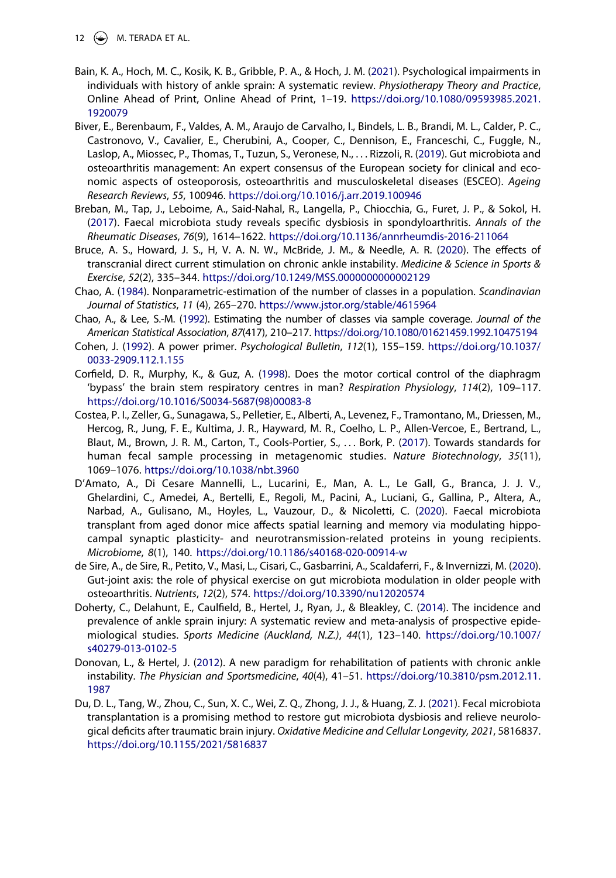Bain, K. A., Hoch, M. C., Kosik, K. B., Gribble, P. A., & Hoch, J. M. (2021). Psychological impairments in individuals with history of ankle sprain: A systematic review. *Physiotherapy Theory and Practice*, Online Ahead of Print, Online Ahead of Print, 1–19. https://doi.org/10.1080/09593985.2021.1920079

Biver, E., Berenbaum, F., Valdes, A. M., Araujo de Carvalho, I., Bindels, L. B., Brandi, M. L., Calder, P. C., Castronovo, V., Cavalier, E., Cherubini, A., Cooper, C., Dennison, E., Franceschi, C., Fuggle, N., Laslop, A., Miossec, P., Thomas, T., Tuzun, S., Veronese, N., . . . Rizzoli, R. (2019). Gut microbiota and osteoarthritis management: An expert consensus of the European society for clinical and economic aspects of osteoporosis, osteoarthritis and musculoskeletal diseases (ESCEO). *Ageing Research Reviews*, *55*, 100946. https://doi.org/10.1016/j.arr.2019.100946

Breban, M., Tap, J., Leboime, A., Said-Nahal, R., Langella, P., Chiocchia, G., Furet, J. P., & Sokol, H. (2017). Faecal microbiota study reveals specific dysbiosis in spondyloarthritis. *Annals of the Rheumatic Diseases*, *76*(9), 1614–1622. https://doi.org/10.1136/annrheumdis-2016-211064

Bruce, A. S., Howard, J. S., H, V. A. N. W., McBride, J. M., & Needle, A. R. (2020). The effects of transcranial direct current stimulation on chronic ankle instability. *Medicine & Science in Sports & Exercise*, *52*(2), 335–344. https://doi.org/10.1249/MSS.0000000000002129

Chao, A. (1984). Nonparametric-estimation of the number of classes in a population. *Scandinavian Journal of Statistics*, *11* (4), 265–270. https://www.jstor.org/stable/4615964

Chao, A., & Lee, S.-M. (1992). Estimating the number of classes via sample coverage. *Journal of the American Statistical Association*, *87*(417), 210–217. https://doi.org/10.1080/01621459.1992.10475194

Cohen, J. (1992). A power primer. *Psychological Bulletin*, *112*(1), 155–159. https://doi.org/10.1037/0033-2909.112.1.155

Corfield, D. R., Murphy, K., & Guz, A. (1998). Does the motor cortical control of the diaphragm 'bypass' the brain stem respiratory centres in man? *Respiration Physiology*, *114*(2), 109–117. https://doi.org/10.1016/S0034-5687(98)00083-8

Costea, P. I., Zeller, G., Sunagawa, S., Pelletier, E., Alberti, A., Levenez, F., Tramontano, M., Driessen, M., Hercog, R., Jung, F. E., Kultima, J. R., Hayward, M. R., Coelho, L. P., Allen-Vercoe, E., Bertrand, L., Blaut, M., Brown, J. R. M., Carton, T., Cools-Portier, S., . . . Bork, P. (2017). Towards standards for human fecal sample processing in metagenomic studies. *Nature Biotechnology*, *35*(11), 1069–1076. https://doi.org/10.1038/nbt.3960

D'Amato, A., Di Cesare Mannelli, L., Lucarini, E., Man, A. L., Le Gall, G., Branca, J. J. V., Ghelardini, C., Amedei, A., Bertelli, E., Regoli, M., Pacini, A., Luciani, G., Gallina, P., Altera, A., Narbad, A., Gulisano, M., Hoyles, L., Vauzour, D., & Nicoletti, C. (2020). Faecal microbiota transplant from aged donor mice affects spatial learning and memory via modulating hippocampal synaptic plasticity- and neurotransmission-related proteins in young recipients. *Microbiome*, *8*(1), 140. https://doi.org/10.1186/s40168-020-00914-w

de Sire, A., de Sire, R., Petito, V., Masi, L., Cisari, C., Gasbarrini, A., Scaldaferri, F., & Invernizzi, M. (2020). Gut-joint axis: the role of physical exercise on gut microbiota modulation in older people with osteoarthritis. *Nutrients*, *12*(2), 574. https://doi.org/10.3390/nu12020574

Doherty, C., Delahunt, E., Caulfield, B., Hertel, J., Ryan, J., & Bleakley, C. (2014). The incidence and prevalence of ankle sprain injury: A systematic review and meta-analysis of prospective epidemiological studies. *Sports Medicine (Auckland, N.Z.)*, *44*(1), 123–140. https://doi.org/10.1007/s40279-013-0102-5

Donovan, L., & Hertel, J. (2012). A new paradigm for rehabilitation of patients with chronic ankle instability. *The Physician and Sportsmedicine*, *40*(4), 41–51. https://doi.org/10.3810/psm.2012.11.1987

Du, D. L., Tang, W., Zhou, C., Sun, X. C., Wei, Z. Q., Zhong, J. J., & Huang, Z. J. (2021). Fecal microbiota transplantation is a promising method to restore gut microbiota dysbiosis and relieve neurological deficits after traumatic brain injury. *Oxidative Medicine and Cellular Longevity, 2021*, 5816837. https://doi.org/10.1155/2021/5816837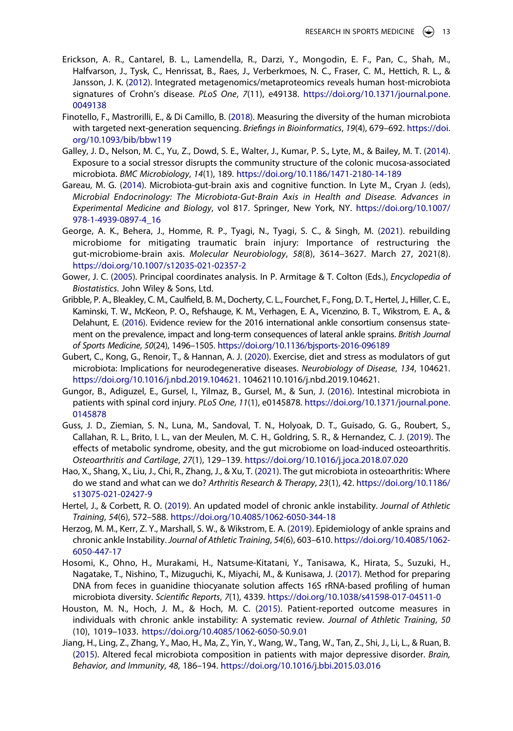Erickson, A. R., Cantarel, B. L., Lamendella, R., Darzi, Y., Mongodin, E. F., Pan, C., Shah, M., Halfvarson, J., Tysk, C., Henrissat, B., Raes, J., Verberkmoes, N. C., Fraser, C. M., Hettich, R. L., & Jansson, J. K. (2012). Integrated metagenomics/metaproteomics reveals human host-microbiota signatures of Crohn's disease. *PLoS One*, *7*(11), e49138. https://doi.org/10.1371/journal.pone.0049138

Finotello, F., Mastrorilli, E., & Di Camillo, B. (2018). Measuring the diversity of the human microbiota with targeted next-generation sequencing. *Briefings in Bioinformatics*, *19*(4), 679–692. https://doi.org/10.1093/bib/bbw119

Galley, J. D., Nelson, M. C., Yu, Z., Dowd, S. E., Walter, J., Kumar, P. S., Lyte, M., & Bailey, M. T. (2014). Exposure to a social stressor disrupts the community structure of the colonic mucosa-associated microbiota. *BMC Microbiology*, *14*(1), 189. https://doi.org/10.1186/1471-2180-14-189

Gareau, M. G. (2014). Microbiota-gut-brain axis and cognitive function. In Lyte M., Cryan J. (eds), *Microbial Endocrinology: The Microbiota-Gut-Brain Axis in Health and Disease. Advances in Experimental Medicine and Biology*, vol 817. Springer, New York, NY. https://doi.org/10.1007/978-1-4939-0897-4_16

George, A. K., Behera, J., Homme, R. P., Tyagi, N., Tyagi, S. C., & Singh, M. (2021). rebuilding microbiome for mitigating traumatic brain injury: Importance of restructuring the gut-microbiome-brain axis. *Molecular Neurobiology*, *58*(8), 3614–3627. March 27, 2021(8). https://doi.org/10.1007/s12035-021-02357-2

Gower, J. C. (2005). Principal coordinates analysis. In P. Armitage & T. Colton (Eds.), *Encyclopedia of Biostatistics*. John Wiley & Sons, Ltd.

Gribble, P. A., Bleakley, C. M., Caulfield, B. M., Docherty, C. L., Fourchet, F., Fong, D. T., Hertel, J., Hiller, C. E., Kaminski, T. W., McKeon, P. O., Refshauge, K. M., Verhagen, E. A., Vicenzino, B. T., Wikstrom, E. A., & Delahunt, E. (2016). Evidence review for the 2016 international ankle consortium consensus statement on the prevalence, impact and long-term consequences of lateral ankle sprains. *British Journal of Sports Medicine*, *50*(24), 1496–1505. https://doi.org/10.1136/bjsports-2016-096189

Gubert, C., Kong, G., Renoir, T., & Hannan, A. J. (2020). Exercise, diet and stress as modulators of gut microbiota: Implications for neurodegenerative diseases. *Neurobiology of Disease*, *134*, 104621. https://doi.org/10.1016/j.nbd.2019.104621. 10462110.1016/j.nbd.2019.104621.

Gungor, B., Adiguzel, E., Gursel, I., Yilmaz, B., Gursel, M., & Sun, J. (2016). Intestinal microbiota in patients with spinal cord injury. *PLoS One*, *11*(1), e0145878. https://doi.org/10.1371/journal.pone.0145878

Guss, J. D., Ziemian, S. N., Luna, M., Sandoval, T. N., Holyoak, D. T., Guisado, G. G., Roubert, S., Callahan, R. L., Brito, I. L., van der Meulen, M. C. H., Goldring, S. R., & Hernandez, C. J. (2019). The effects of metabolic syndrome, obesity, and the gut microbiome on load-induced osteoarthritis. *Osteoarthritis and Cartilage*, *27*(1), 129–139. https://doi.org/10.1016/j.joca.2018.07.020

Hao, X., Shang, X., Liu, J., Chi, R., Zhang, J., & Xu, T. (2021). The gut microbiota in osteoarthritis: Where do we stand and what can we do? *Arthritis Research & Therapy*, *23*(1), 42. https://doi.org/10.1186/s13075-021-02427-9

Hertel, J., & Corbett, R. O. (2019). An updated model of chronic ankle instability. *Journal of Athletic Training*, *54*(6), 572–588. https://doi.org/10.4085/1062-6050-344-18

Herzog, M. M., Kerr, Z. Y., Marshall, S. W., & Wikstrom, E. A. (2019). Epidemiology of ankle sprains and chronic ankle Instability. *Journal of Athletic Training*, *54*(6), 603–610. https://doi.org/10.4085/1062-6050-447-17

Hosomi, K., Ohno, H., Murakami, H., Natsume-Kitatani, Y., Tanisawa, K., Hirata, S., Suzuki, H., Nagatake, T., Nishino, T., Mizuguchi, K., Miyachi, M., & Kunisawa, J. (2017). Method for preparing DNA from feces in guanidine thiocyanate solution affects 16S rRNA-based profiling of human microbiota diversity. *Scientific Reports*, *7*(1), 4339. https://doi.org/10.1038/s41598-017-04511-0

Houston, M. N., Hoch, J. M., & Hoch, M. C. (2015). Patient-reported outcome measures in individuals with chronic ankle instability: A systematic review. *Journal of Athletic Training*, *50*(10), 1019–1033. https://doi.org/10.4085/1062-6050-50.9.01

Jiang, H., Ling, Z., Zhang, Y., Mao, H., Ma, Z., Yin, Y., Wang, W., Tang, W., Tan, Z., Shi, J., Li, L., & Ruan, B. (2015). Altered fecal microbiota composition in patients with major depressive disorder. *Brain, Behavior, and Immunity*, *48*, 186–194. https://doi.org/10.1016/j.bbi.2015.03.016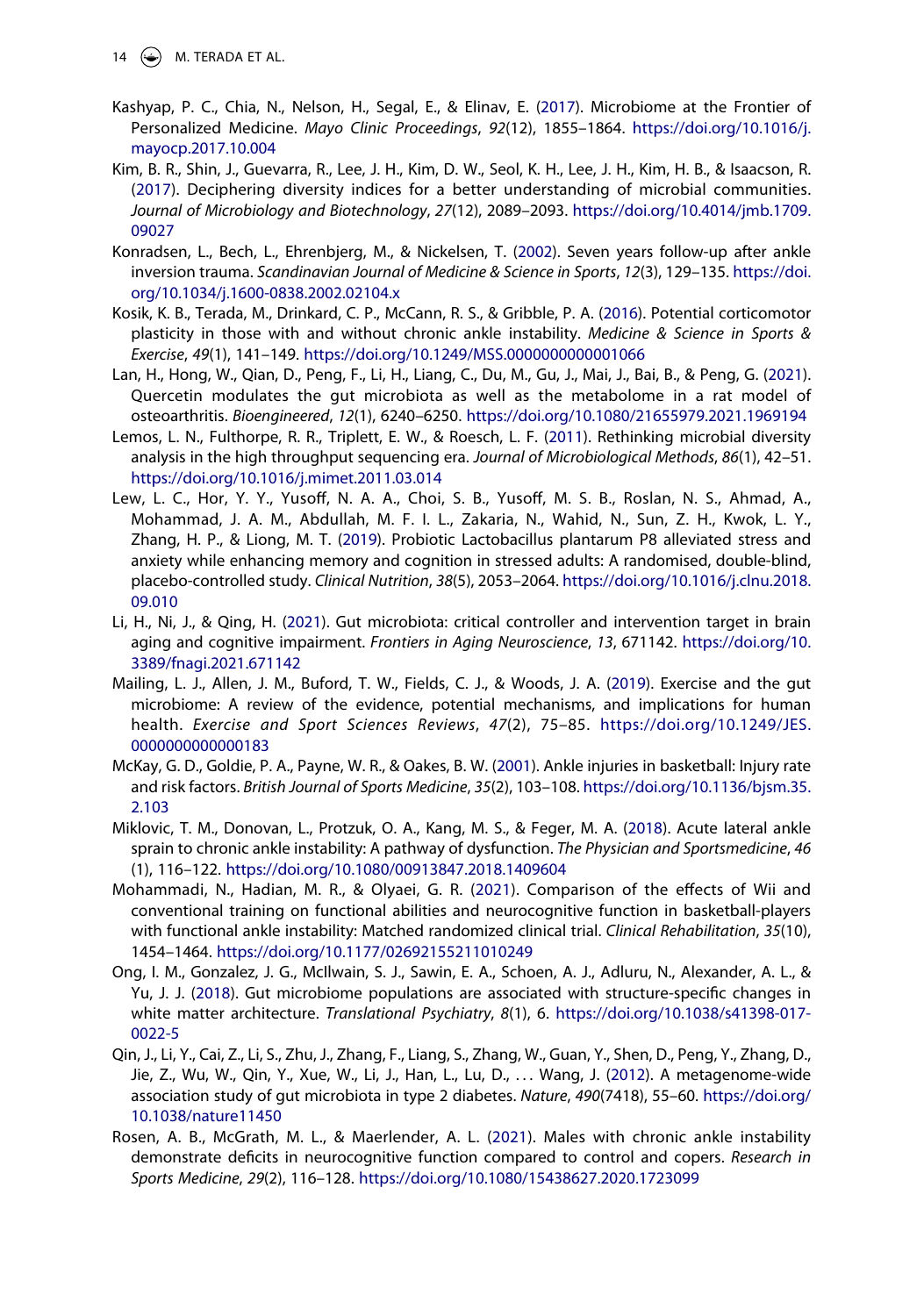Kashyap, P. C., Chia, N., Nelson, H., Segal, E., & Elinav, E. (2017). Microbiome at the Frontier of Personalized Medicine. *Mayo Clinic Proceedings*, *92*(12), 1855–1864. https://doi.org/10.1016/j.mayocp.2017.10.004

Kim, B. R., Shin, J., Guevarra, R., Lee, J. H., Kim, D. W., Seol, K. H., Lee, J. H., Kim, H. B., & Isaacson, R. (2017). Deciphering diversity indices for a better understanding of microbial communities. *Journal of Microbiology and Biotechnology*, *27*(12), 2089–2093. https://doi.org/10.4014/jmb.1709.09027

Konradsen, L., Bech, L., Ehrenbjerg, M., & Nickelsen, T. (2002). Seven years follow-up after ankle inversion trauma. *Scandinavian Journal of Medicine & Science in Sports*, *12*(3), 129–135. https://doi.org/10.1034/j.1600-0838.2002.02104.x

Kosik, K. B., Terada, M., Drinkard, C. P., McCann, R. S., & Gribble, P. A. (2016). Potential corticomotor plasticity in those with and without chronic ankle instability. *Medicine & Science in Sports & Exercise*, *49*(1), 141–149. https://doi.org/10.1249/MSS.0000000000001066

Lan, H., Hong, W., Qian, D., Peng, F., Li, H., Liang, C., Du, M., Gu, J., Mai, J., Bai, B., & Peng, G. (2021). Quercetin modulates the gut microbiota as well as the metabolome in a rat model of osteoarthritis. *Bioengineered*, *12*(1), 6240–6250. https://doi.org/10.1080/21655979.2021.1969194

Lemos, L. N., Fulthorpe, R. R., Triplett, E. W., & Roesch, L. F. (2011). Rethinking microbial diversity analysis in the high throughput sequencing era. *Journal of Microbiological Methods*, *86*(1), 42–51. https://doi.org/10.1016/j.mimet.2011.03.014

Lew, L. C., Hor, Y. Y., Yusoff, N. A. A., Choi, S. B., Yusoff, M. S. B., Roslan, N. S., Ahmad, A., Mohammad, J. A. M., Abdullah, M. F. I. L., Zakaria, N., Wahid, N., Sun, Z. H., Kwok, L. Y., Zhang, H. P., & Liong, M. T. (2019). Probiotic Lactobacillus plantarum P8 alleviated stress and anxiety while enhancing memory and cognition in stressed adults: A randomised, double-blind, placebo-controlled study. *Clinical Nutrition*, *38*(5), 2053–2064. https://doi.org/10.1016/j.clnu.2018.09.010

Li, H., Ni, J., & Qing, H. (2021). Gut microbiota: critical controller and intervention target in brain aging and cognitive impairment. *Frontiers in Aging Neuroscience*, *13*, 671142. https://doi.org/10.3389/fnagi.2021.671142

Mailing, L. J., Allen, J. M., Buford, T. W., Fields, C. J., & Woods, J. A. (2019). Exercise and the gut microbiome: A review of the evidence, potential mechanisms, and implications for human health. *Exercise and Sport Sciences Reviews*, *47*(2), 75–85. https://doi.org/10.1249/JES.0000000000000183

McKay, G. D., Goldie, P. A., Payne, W. R., & Oakes, B. W. (2001). Ankle injuries in basketball: Injury rate and risk factors. *British Journal of Sports Medicine*, *35*(2), 103–108. https://doi.org/10.1136/bjsm.35.2.103

Miklovic, T. M., Donovan, L., Protzuk, O. A., Kang, M. S., & Feger, M. A. (2018). Acute lateral ankle sprain to chronic ankle instability: A pathway of dysfunction. *The Physician and Sportsmedicine*, *46*(1), 116–122. https://doi.org/10.1080/00913847.2018.1409604

Mohammadi, N., Hadian, M. R., & Olyaei, G. R. (2021). Comparison of the effects of Wii and conventional training on functional abilities and neurocognitive function in basketball-players with functional ankle instability: Matched randomized clinical trial. *Clinical Rehabilitation*, *35*(10), 1454–1464. https://doi.org/10.1177/02692155211010249

Ong, I. M., Gonzalez, J. G., McIlwain, S. J., Sawin, E. A., Schoen, A. J., Adluru, N., Alexander, A. L., & Yu, J. J. (2018). Gut microbiome populations are associated with structure-specific changes in white matter architecture. *Translational Psychiatry*, *8*(1), 6. https://doi.org/10.1038/s41398-017-0022-5

Qin, J., Li, Y., Cai, Z., Li, S., Zhu, J., Zhang, F., Liang, S., Zhang, W., Guan, Y., Shen, D., Peng, Y., Zhang, D., Jie, Z., Wu, W., Qin, Y., Xue, W., Li, J., Han, L., Lu, D., . . . Wang, J. (2012). A metagenome-wide association study of gut microbiota in type 2 diabetes. *Nature*, *490*(7418), 55–60. https://doi.org/10.1038/nature11450

Rosen, A. B., McGrath, M. L., & Maerlender, A. L. (2021). Males with chronic ankle instability demonstrate deficits in neurocognitive function compared to control and copers. *Research in Sports Medicine*, *29*(2), 116–128. https://doi.org/10.1080/15438627.2020.1723099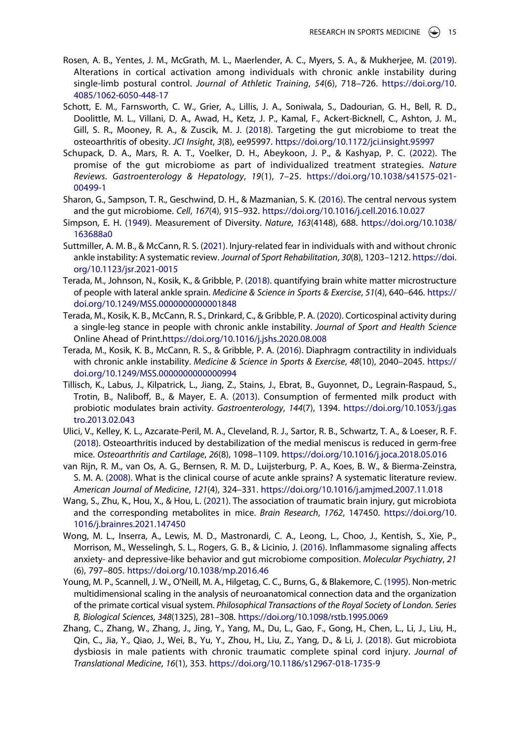Rosen, A. B., Yentes, J. M., McGrath, M. L., Maerlender, A. C., Myers, S. A., & Mukherjee, M. (2019). Alterations in cortical activation among individuals with chronic ankle instability during single-limb postural control. *Journal of Athletic Training*, *54*(6), 718–726. https://doi.org/10.4085/1062-6050-448-17

Schott, E. M., Farnsworth, C. W., Grier, A., Lillis, J. A., Soniwala, S., Dadourian, G. H., Bell, R. D., Doolittle, M. L., Villani, D. A., Awad, H., Ketz, J. P., Kamal, F., Ackert-Bicknell, C., Ashton, J. M., Gill, S. R., Mooney, R. A., & Zuscik, M. J. (2018). Targeting the gut microbiome to treat the osteoarthritis of obesity. *JCI Insight*, *3*(8), ee95997. https://doi.org/10.1172/jci.insight.95997

Schupack, D. A., Mars, R. A. T., Voelker, D. H., Abeykoon, J. P., & Kashyap, P. C. (2022). The promise of the gut microbiome as part of individualized treatment strategies. *Nature Reviews. Gastroenterology & Hepatology*, *19*(1), 7–25. https://doi.org/10.1038/s41575-021-00499-1

Sharon, G., Sampson, T. R., Geschwind, D. H., & Mazmanian, S. K. (2016). The central nervous system and the gut microbiome. *Cell*, *167*(4), 915–932. https://doi.org/10.1016/j.cell.2016.10.027

Simpson, E. H. (1949). Measurement of Diversity. *Nature*, *163*(4148), 688. https://doi.org/10.1038/163688a0

Suttmiller, A. M. B., & McCann, R. S. (2021). Injury-related fear in individuals with and without chronic ankle instability: A systematic review. *Journal of Sport Rehabilitation*, *30*(8), 1203–1212. https://doi.org/10.1123/jsr.2021-0015

Terada, M., Johnson, N., Kosik, K., & Gribble, P. (2018). quantifying brain white matter microstructure of people with lateral ankle sprain. *Medicine & Science in Sports & Exercise*, *51*(4), 640–646. https://doi.org/10.1249/MSS.0000000000001848

Terada, M., Kosik, K. B., McCann, R. S., Drinkard, C., & Gribble, P. A. (2020). Corticospinal activity during a single-leg stance in people with chronic ankle instability. *Journal of Sport and Health Science* Online Ahead of Print.https://doi.org/10.1016/j.jshs.2020.08.008

Terada, M., Kosik, K. B., McCann, R. S., & Gribble, P. A. (2016). Diaphragm contractility in individuals with chronic ankle instability. *Medicine & Science in Sports & Exercise*, *48*(10), 2040–2045. https://doi.org/10.1249/MSS.0000000000000994

Tillisch, K., Labus, J., Kilpatrick, L., Jiang, Z., Stains, J., Ebrat, B., Guyonnet, D., Legrain-Raspaud, S., Trotin, B., Naliboff, B., & Mayer, E. A. (2013). Consumption of fermented milk product with probiotic modulates brain activity. *Gastroenterology*, *144*(7), 1394. https://doi.org/10.1053/j.gastro.2013.02.043

Ulici, V., Kelley, K. L., Azcarate-Peril, M. A., Cleveland, R. J., Sartor, R. B., Schwartz, T. A., & Loeser, R. F. (2018). Osteoarthritis induced by destabilization of the medial meniscus is reduced in germ-free mice. *Osteoarthritis and Cartilage*, *26*(8), 1098–1109. https://doi.org/10.1016/j.joca.2018.05.016

van Rijn, R. M., van Os, A. G., Bernsen, R. M. D., Luijsterburg, P. A., Koes, B. W., & Bierma-Zeinstra, S. M. A. (2008). What is the clinical course of acute ankle sprains? A systematic literature review. *American Journal of Medicine*, *121*(4), 324–331. https://doi.org/10.1016/j.amjmed.2007.11.018

Wang, S., Zhu, K., Hou, X., & Hou, L. (2021). The association of traumatic brain injury, gut microbiota and the corresponding metabolites in mice. *Brain Research*, *1762*, 147450. https://doi.org/10.1016/j.brainres.2021.147450

Wong, M. L., Inserra, A., Lewis, M. D., Mastronardi, C. A., Leong, L., Choo, J., Kentish, S., Xie, P., Morrison, M., Wesselingh, S. L., Rogers, G. B., & Licinio, J. (2016). Inflammasome signaling affects anxiety- and depressive-like behavior and gut microbiome composition. *Molecular Psychiatry*, *21*(6), 797–805. https://doi.org/10.1038/mp.2016.46

Young, M. P., Scannell, J. W., O'Neill, M. A., Hilgetag, C. C., Burns, G., & Blakemore, C. (1995). Non-metric multidimensional scaling in the analysis of neuroanatomical connection data and the organization of the primate cortical visual system. *Philosophical Transactions of the Royal Society of London. Series B, Biological Sciences*, *348*(1325), 281–308. https://doi.org/10.1098/rstb.1995.0069

Zhang, C., Zhang, W., Zhang, J., Jing, Y., Yang, M., Du, L., Gao, F., Gong, H., Chen, L., Li, J., Liu, H., Qin, C., Jia, Y., Qiao, J., Wei, B., Yu, Y., Zhou, H., Liu, Z., Yang, D., & Li, J. (2018). Gut microbiota dysbiosis in male patients with chronic traumatic complete spinal cord injury. *Journal of Translational Medicine*, *16*(1), 353. https://doi.org/10.1186/s12967-018-1735-9